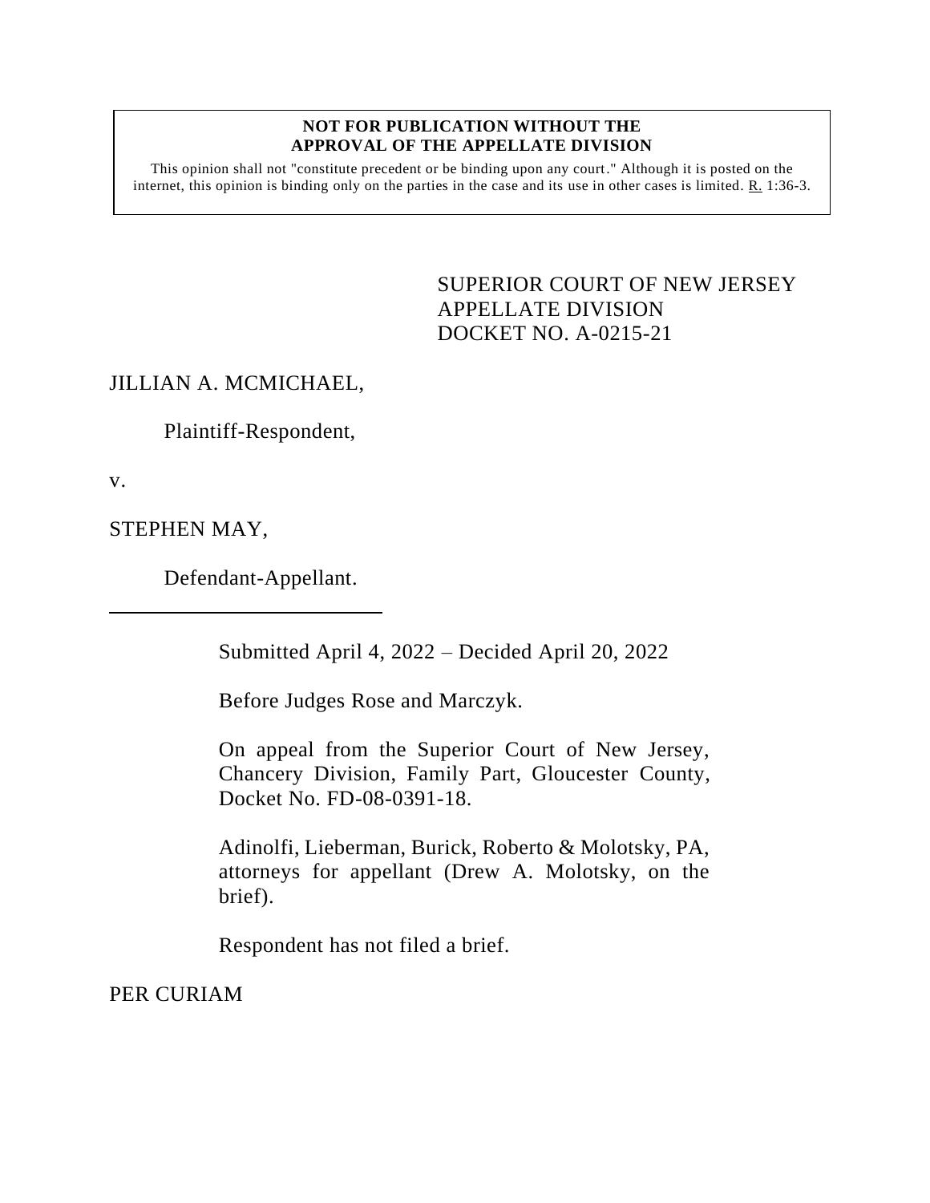**NOT FOR PUBLICATION WITHOUT THE APPROVAL OF THE APPELLATE DIVISION**

This opinion shall not "constitute precedent or be binding upon any court." Although it is posted on the internet, this opinion is binding only on the parties in the case and its use in other cases is limited. R. 1:36-3.

SUPERIOR COURT OF NEW JERSEY
APPELLATE DIVISION
DOCKET NO. A-0215-21

JILLIAN A. MCMICHAEL,

Plaintiff-Respondent,

v.

STEPHEN MAY,

Defendant-Appellant.

Submitted April 4, 2022 – Decided April 20, 2022

Before Judges Rose and Marczyk.

On appeal from the Superior Court of New Jersey, Chancery Division, Family Part, Gloucester County, Docket No. FD-08-0391-18.

Adinolfi, Lieberman, Burick, Roberto & Molotsky, PA, attorneys for appellant (Drew A. Molotsky, on the brief).

Respondent has not filed a brief.

PER CURIAM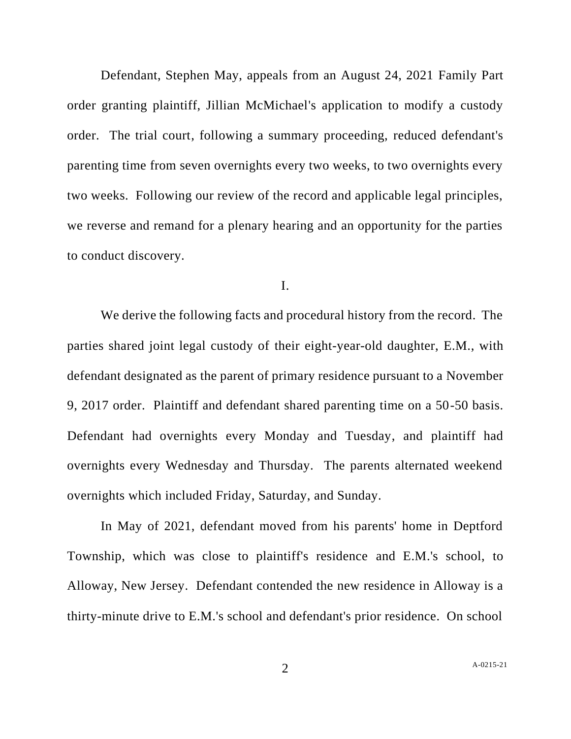Defendant, Stephen May, appeals from an August 24, 2021 Family Part order granting plaintiff, Jillian McMichael's application to modify a custody order. The trial court, following a summary proceeding, reduced defendant's parenting time from seven overnights every two weeks, to two overnights every two weeks. Following our review of the record and applicable legal principles, we reverse and remand for a plenary hearing and an opportunity for the parties to conduct discovery.

I.

We derive the following facts and procedural history from the record. The parties shared joint legal custody of their eight-year-old daughter, E.M., with defendant designated as the parent of primary residence pursuant to a November 9, 2017 order. Plaintiff and defendant shared parenting time on a 50-50 basis. Defendant had overnights every Monday and Tuesday, and plaintiff had overnights every Wednesday and Thursday. The parents alternated weekend overnights which included Friday, Saturday, and Sunday.

In May of 2021, defendant moved from his parents' home in Deptford Township, which was close to plaintiff's residence and E.M.'s school, to Alloway, New Jersey. Defendant contended the new residence in Alloway is a thirty-minute drive to E.M.'s school and defendant's prior residence. On school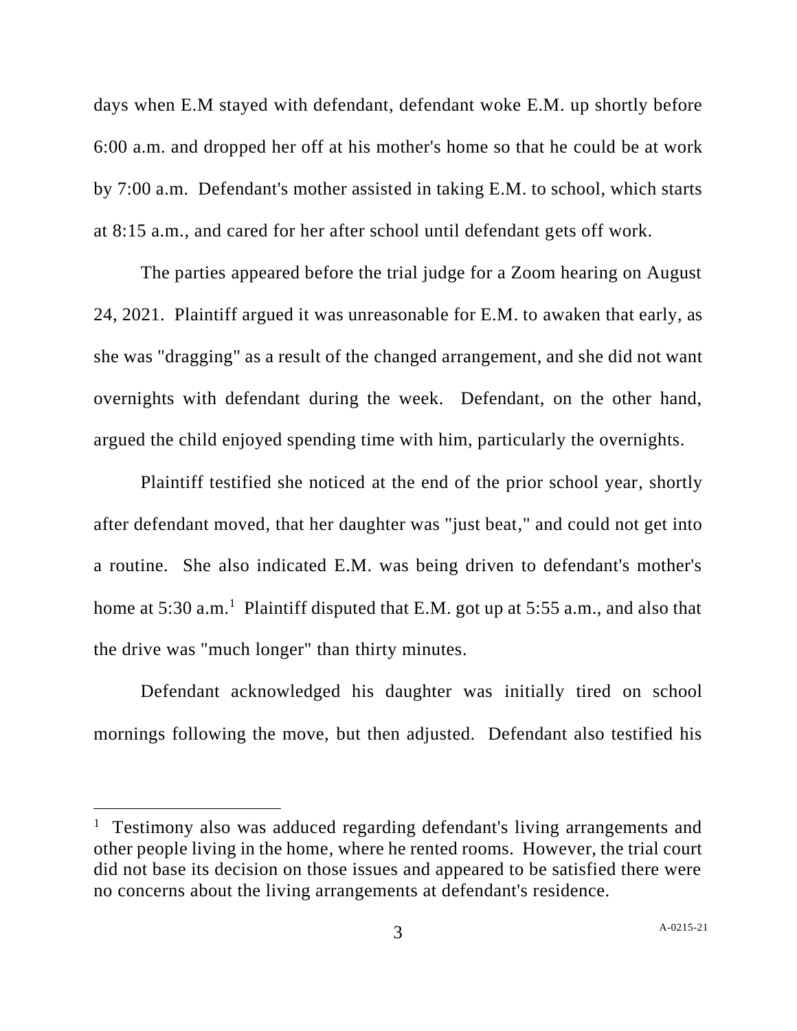days when E.M stayed with defendant, defendant woke E.M. up shortly before 6:00 a.m. and dropped her off at his mother's home so that he could be at work by 7:00 a.m. Defendant's mother assisted in taking E.M. to school, which starts at 8:15 a.m., and cared for her after school until defendant gets off work.

The parties appeared before the trial judge for a Zoom hearing on August 24, 2021. Plaintiff argued it was unreasonable for E.M. to awaken that early, as she was "dragging" as a result of the changed arrangement, and she did not want overnights with defendant during the week. Defendant, on the other hand, argued the child enjoyed spending time with him, particularly the overnights.

Plaintiff testified she noticed at the end of the prior school year, shortly after defendant moved, that her daughter was "just beat," and could not get into a routine. She also indicated E.M. was being driven to defendant's mother's home at 5:30 a.m.[1] Plaintiff disputed that E.M. got up at 5:55 a.m., and also that the drive was "much longer" than thirty minutes.

Defendant acknowledged his daughter was initially tired on school mornings following the move, but then adjusted. Defendant also testified his

[1] Testimony also was adduced regarding defendant's living arrangements and other people living in the home, where he rented rooms. However, the trial court did not base its decision on those issues and appeared to be satisfied there were no concerns about the living arrangements at defendant's residence.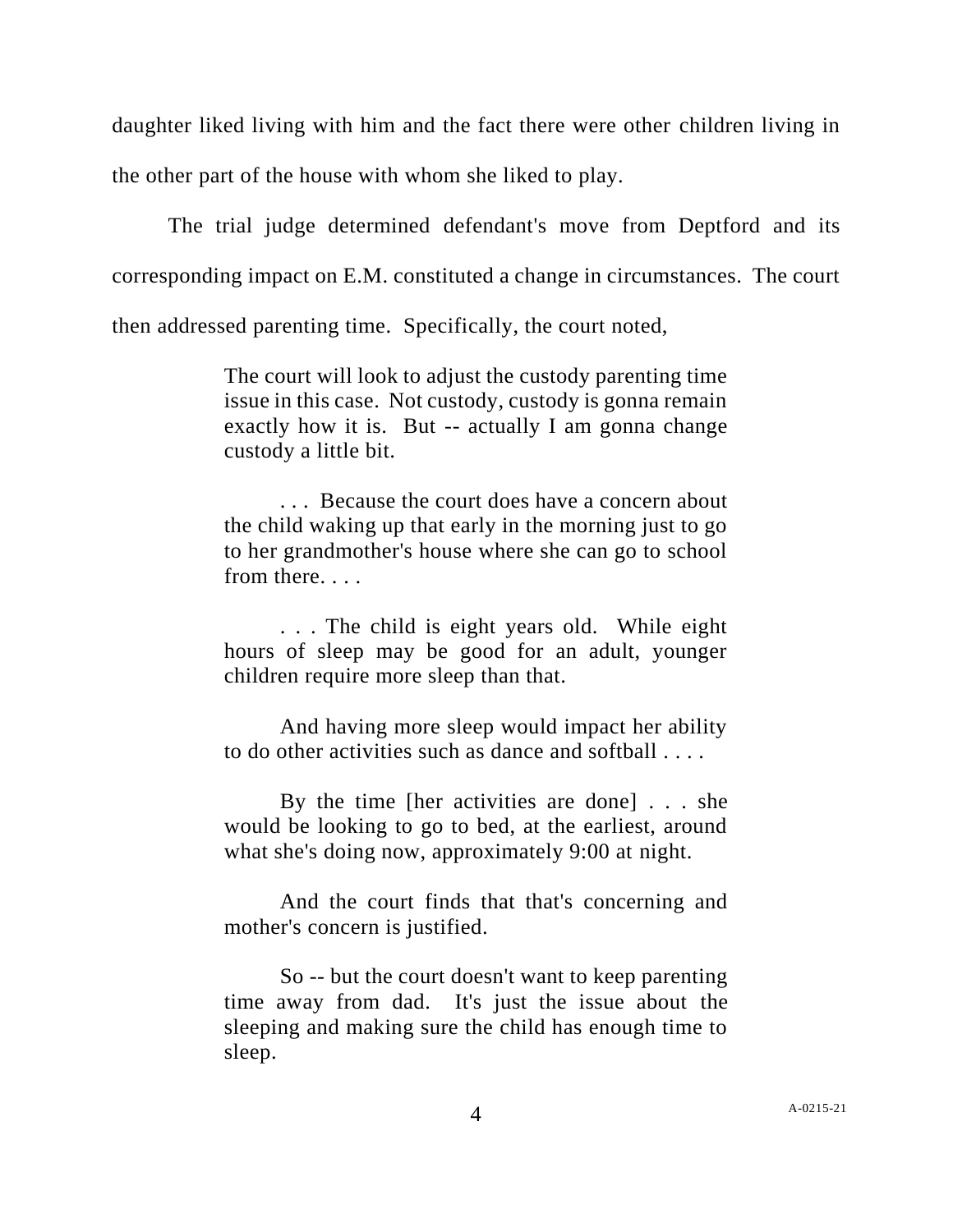daughter liked living with him and the fact there were other children living in the other part of the house with whom she liked to play.

The trial judge determined defendant's move from Deptford and its corresponding impact on E.M. constituted a change in circumstances. The court then addressed parenting time. Specifically, the court noted,

> The court will look to adjust the custody parenting time issue in this case. Not custody, custody is gonna remain exactly how it is. But -- actually I am gonna change custody a little bit.
>
> . . . Because the court does have a concern about the child waking up that early in the morning just to go to her grandmother's house where she can go to school from there. . . .
>
> . . . The child is eight years old. While eight hours of sleep may be good for an adult, younger children require more sleep than that.
>
> And having more sleep would impact her ability to do other activities such as dance and softball . . . .
>
> By the time [her activities are done] . . . she would be looking to go to bed, at the earliest, around what she's doing now, approximately 9:00 at night.
>
> And the court finds that that's concerning and mother's concern is justified.
>
> So -- but the court doesn't want to keep parenting time away from dad. It's just the issue about the sleeping and making sure the child has enough time to sleep.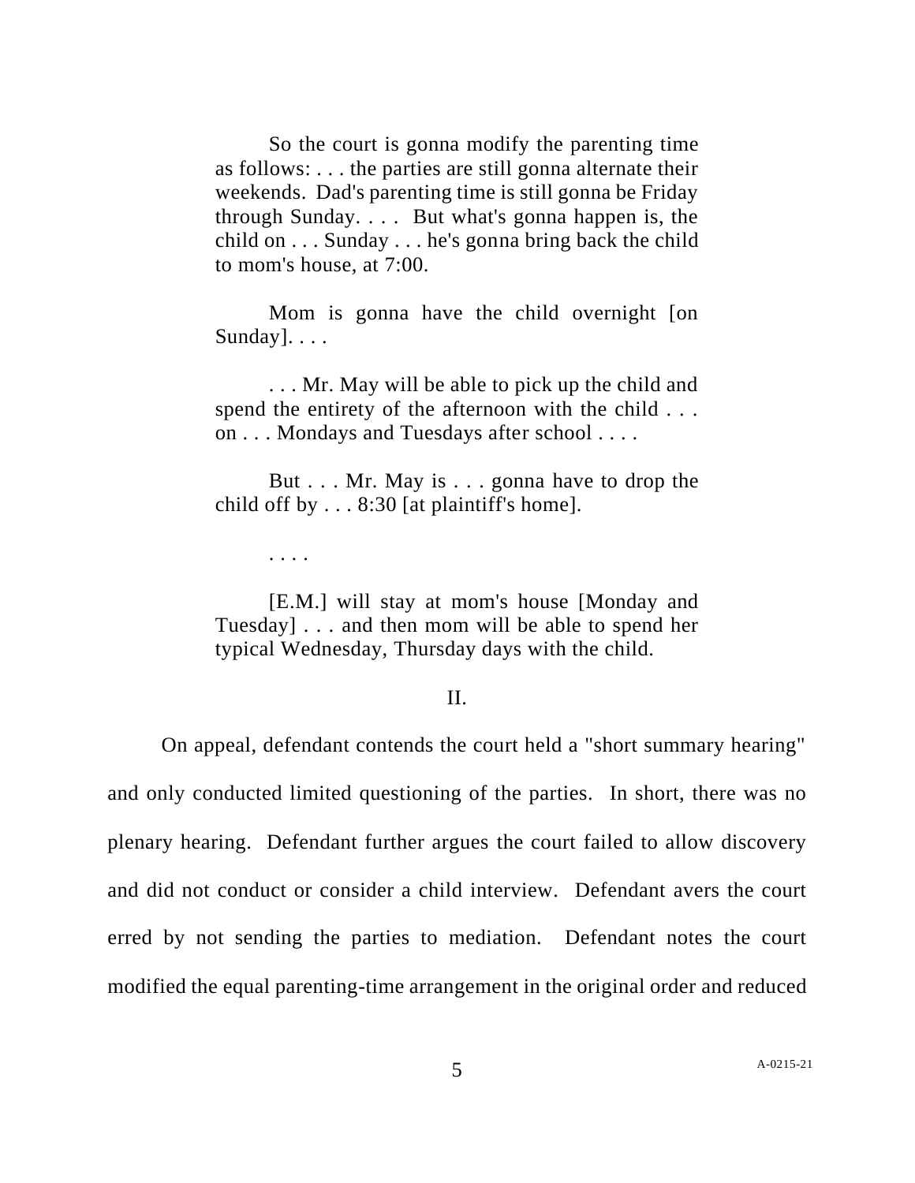> So the court is gonna modify the parenting time as follows: . . . the parties are still gonna alternate their weekends. Dad's parenting time is still gonna be Friday through Sunday. . . . But what's gonna happen is, the child on . . . Sunday . . . he's gonna bring back the child to mom's house, at 7:00.
>
> Mom is gonna have the child overnight [on Sunday]. . . .
>
> . . . Mr. May will be able to pick up the child and spend the entirety of the afternoon with the child . . . on . . . Mondays and Tuesdays after school . . . .
>
> But . . . Mr. May is . . . gonna have to drop the child off by . . . 8:30 [at plaintiff's home].
>
> . . . .
>
> [E.M.] will stay at mom's house [Monday and Tuesday] . . . and then mom will be able to spend her typical Wednesday, Thursday days with the child.

II.

On appeal, defendant contends the court held a "short summary hearing" and only conducted limited questioning of the parties. In short, there was no plenary hearing. Defendant further argues the court failed to allow discovery and did not conduct or consider a child interview. Defendant avers the court erred by not sending the parties to mediation. Defendant notes the court modified the equal parenting-time arrangement in the original order and reduced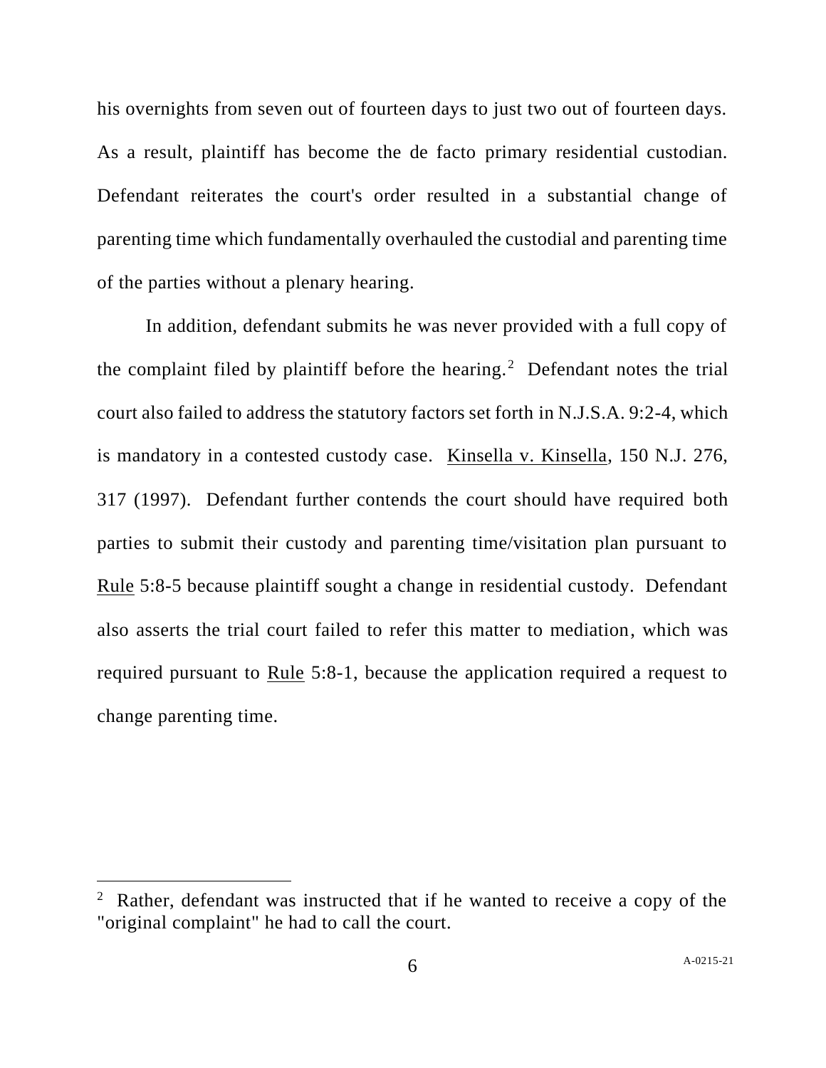his overnights from seven out of fourteen days to just two out of fourteen days. As a result, plaintiff has become the de facto primary residential custodian. Defendant reiterates the court's order resulted in a substantial change of parenting time which fundamentally overhauled the custodial and parenting time of the parties without a plenary hearing.

In addition, defendant submits he was never provided with a full copy of the complaint filed by plaintiff before the hearing.[2] Defendant notes the trial court also failed to address the statutory factors set forth in N.J.S.A. 9:2-4, which is mandatory in a contested custody case. Kinsella v. Kinsella, 150 N.J. 276, 317 (1997). Defendant further contends the court should have required both parties to submit their custody and parenting time/visitation plan pursuant to Rule 5:8-5 because plaintiff sought a change in residential custody. Defendant also asserts the trial court failed to refer this matter to mediation, which was required pursuant to Rule 5:8-1, because the application required a request to change parenting time.

---

[2] Rather, defendant was instructed that if he wanted to receive a copy of the "original complaint" he had to call the court.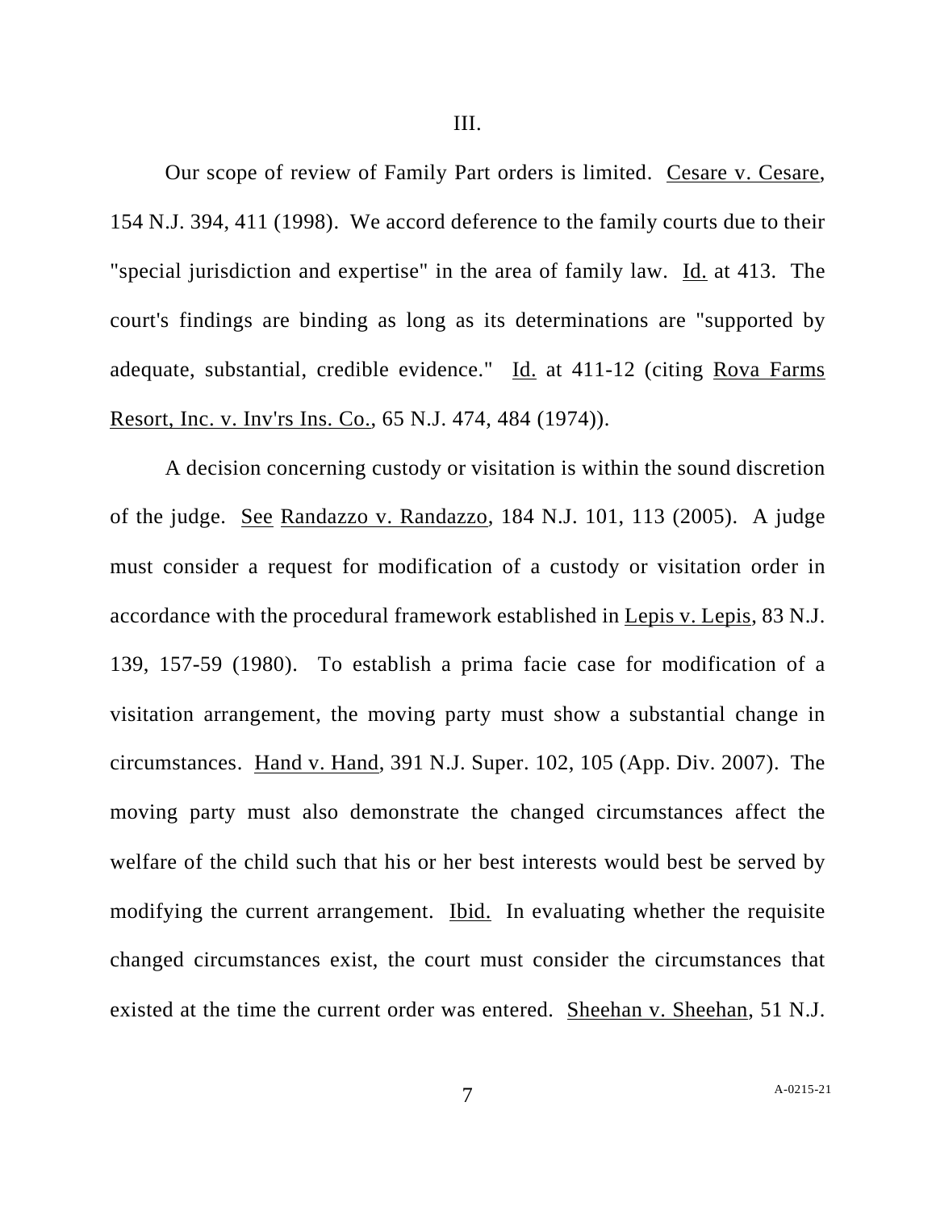III.

Our scope of review of Family Part orders is limited. Cesare v. Cesare, 154 N.J. 394, 411 (1998). We accord deference to the family courts due to their "special jurisdiction and expertise" in the area of family law. Id. at 413. The court's findings are binding as long as its determinations are "supported by adequate, substantial, credible evidence." Id. at 411-12 (citing Rova Farms Resort, Inc. v. Inv'rs Ins. Co., 65 N.J. 474, 484 (1974)).

A decision concerning custody or visitation is within the sound discretion of the judge. See Randazzo v. Randazzo, 184 N.J. 101, 113 (2005). A judge must consider a request for modification of a custody or visitation order in accordance with the procedural framework established in Lepis v. Lepis, 83 N.J. 139, 157-59 (1980). To establish a prima facie case for modification of a visitation arrangement, the moving party must show a substantial change in circumstances. Hand v. Hand, 391 N.J. Super. 102, 105 (App. Div. 2007). The moving party must also demonstrate the changed circumstances affect the welfare of the child such that his or her best interests would best be served by modifying the current arrangement. Ibid. In evaluating whether the requisite changed circumstances exist, the court must consider the circumstances that existed at the time the current order was entered. Sheehan v. Sheehan, 51 N.J.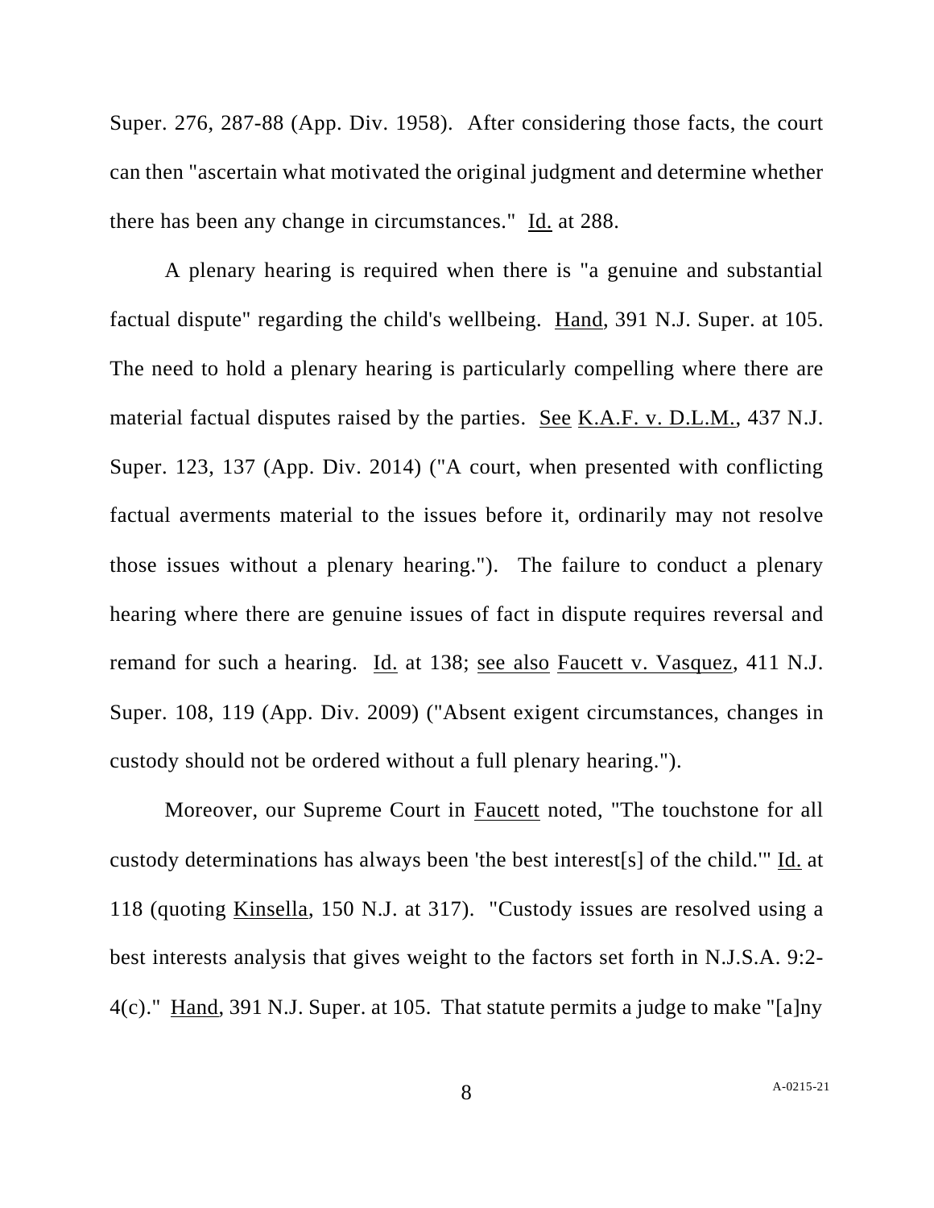Super. 276, 287-88 (App. Div. 1958). After considering those facts, the court can then "ascertain what motivated the original judgment and determine whether there has been any change in circumstances." Id. at 288.

A plenary hearing is required when there is "a genuine and substantial factual dispute" regarding the child's wellbeing. Hand, 391 N.J. Super. at 105. The need to hold a plenary hearing is particularly compelling where there are material factual disputes raised by the parties. See K.A.F. v. D.L.M., 437 N.J. Super. 123, 137 (App. Div. 2014) ("A court, when presented with conflicting factual averments material to the issues before it, ordinarily may not resolve those issues without a plenary hearing."). The failure to conduct a plenary hearing where there are genuine issues of fact in dispute requires reversal and remand for such a hearing. Id. at 138; see also Faucett v. Vasquez, 411 N.J. Super. 108, 119 (App. Div. 2009) ("Absent exigent circumstances, changes in custody should not be ordered without a full plenary hearing.").

Moreover, our Supreme Court in Faucett noted, "The touchstone for all custody determinations has always been 'the best interest[s] of the child.'" Id. at 118 (quoting Kinsella, 150 N.J. at 317). "Custody issues are resolved using a best interests analysis that gives weight to the factors set forth in N.J.S.A. 9:2-4(c)." Hand, 391 N.J. Super. at 105. That statute permits a judge to make "[a]ny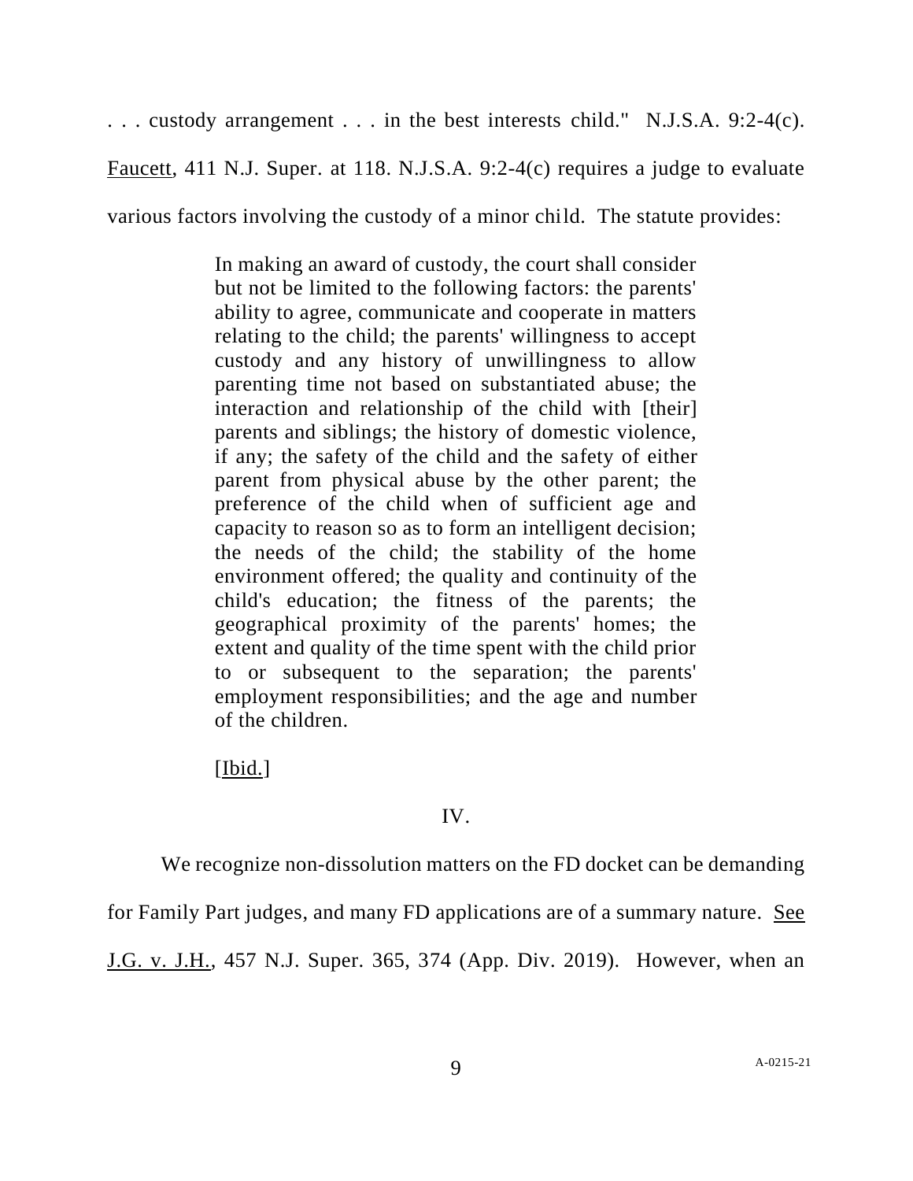. . . custody arrangement . . . in the best interests child." N.J.S.A. 9:2-4(c). Faucett, 411 N.J. Super. at 118. N.J.S.A. 9:2-4(c) requires a judge to evaluate various factors involving the custody of a minor child. The statute provides:

> In making an award of custody, the court shall consider but not be limited to the following factors: the parents' ability to agree, communicate and cooperate in matters relating to the child; the parents' willingness to accept custody and any history of unwillingness to allow parenting time not based on substantiated abuse; the interaction and relationship of the child with [their] parents and siblings; the history of domestic violence, if any; the safety of the child and the safety of either parent from physical abuse by the other parent; the preference of the child when of sufficient age and capacity to reason so as to form an intelligent decision; the needs of the child; the stability of the home environment offered; the quality and continuity of the child's education; the fitness of the parents; the geographical proximity of the parents' homes; the extent and quality of the time spent with the child prior to or subsequent to the separation; the parents' employment responsibilities; and the age and number of the children.
>
> [Ibid.]

IV.

We recognize non-dissolution matters on the FD docket can be demanding for Family Part judges, and many FD applications are of a summary nature. See J.G. v. J.H., 457 N.J. Super. 365, 374 (App. Div. 2019). However, when an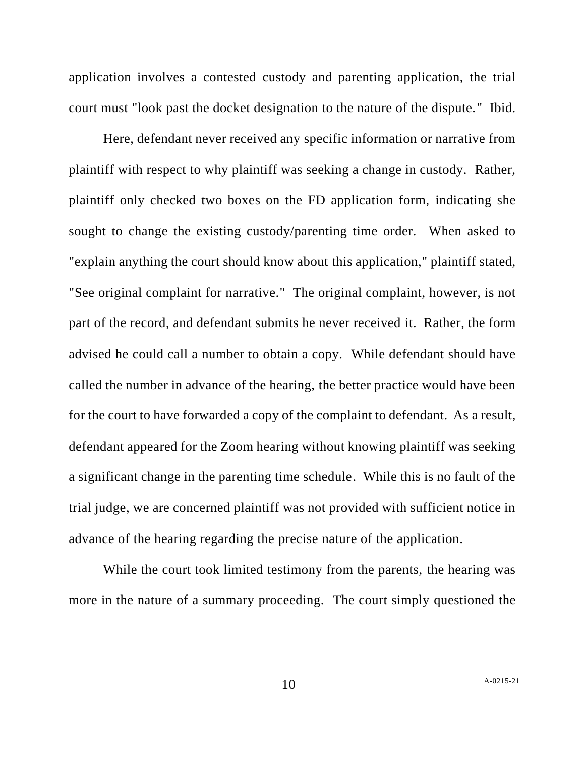application involves a contested custody and parenting application, the trial court must "look past the docket designation to the nature of the dispute." Ibid.

Here, defendant never received any specific information or narrative from plaintiff with respect to why plaintiff was seeking a change in custody. Rather, plaintiff only checked two boxes on the FD application form, indicating she sought to change the existing custody/parenting time order. When asked to "explain anything the court should know about this application," plaintiff stated, "See original complaint for narrative." The original complaint, however, is not part of the record, and defendant submits he never received it. Rather, the form advised he could call a number to obtain a copy. While defendant should have called the number in advance of the hearing, the better practice would have been for the court to have forwarded a copy of the complaint to defendant. As a result, defendant appeared for the Zoom hearing without knowing plaintiff was seeking a significant change in the parenting time schedule. While this is no fault of the trial judge, we are concerned plaintiff was not provided with sufficient notice in advance of the hearing regarding the precise nature of the application.

While the court took limited testimony from the parents, the hearing was more in the nature of a summary proceeding. The court simply questioned the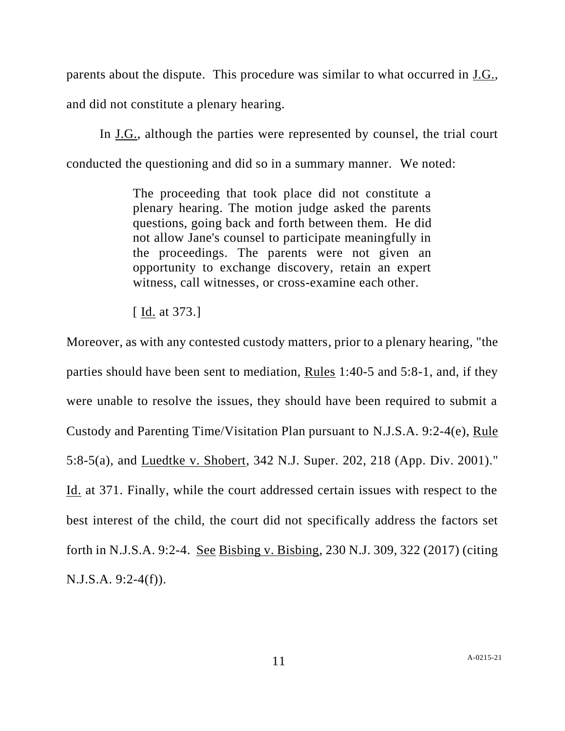parents about the dispute. This procedure was similar to what occurred in J.G., and did not constitute a plenary hearing.

In J.G., although the parties were represented by counsel, the trial court conducted the questioning and did so in a summary manner. We noted:

> The proceeding that took place did not constitute a plenary hearing. The motion judge asked the parents questions, going back and forth between them. He did not allow Jane's counsel to participate meaningfully in the proceedings. The parents were not given an opportunity to exchange discovery, retain an expert witness, call witnesses, or cross-examine each other.
>
> [ Id. at 373.]

Moreover, as with any contested custody matters, prior to a plenary hearing, "the parties should have been sent to mediation, Rules 1:40-5 and 5:8-1, and, if they were unable to resolve the issues, they should have been required to submit a Custody and Parenting Time/Visitation Plan pursuant to N.J.S.A. 9:2-4(e), Rule 5:8-5(a), and Luedtke v. Shobert, 342 N.J. Super. 202, 218 (App. Div. 2001)." Id. at 371. Finally, while the court addressed certain issues with respect to the best interest of the child, the court did not specifically address the factors set forth in N.J.S.A. 9:2-4. See Bisbing v. Bisbing, 230 N.J. 309, 322 (2017) (citing N.J.S.A. 9:2-4(f)).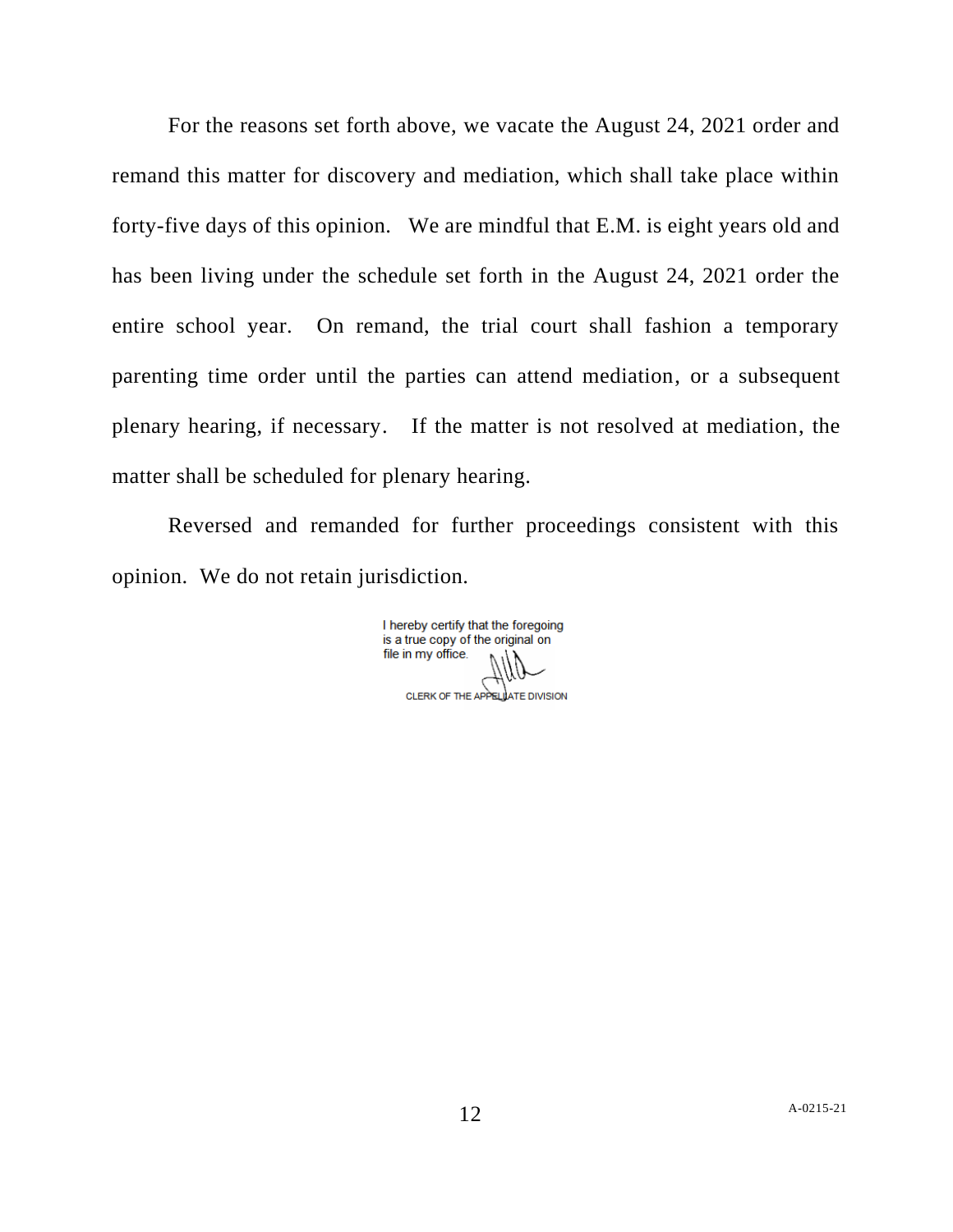For the reasons set forth above, we vacate the August 24, 2021 order and remand this matter for discovery and mediation, which shall take place within forty-five days of this opinion. We are mindful that E.M. is eight years old and has been living under the schedule set forth in the August 24, 2021 order the entire school year. On remand, the trial court shall fashion a temporary parenting time order until the parties can attend mediation, or a subsequent plenary hearing, if necessary. If the matter is not resolved at mediation, the matter shall be scheduled for plenary hearing.

Reversed and remanded for further proceedings consistent with this opinion. We do not retain jurisdiction.

I hereby certify that the foregoing is a true copy of the original on file in my office.

CLERK OF THE APPELLATE DIVISION